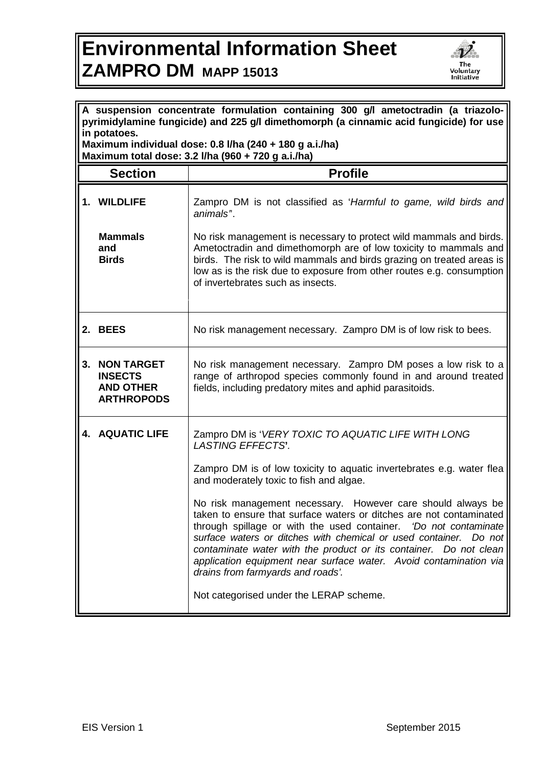# Environmental Information Sheet
# ZAMPRO DM MAPP 15013

The Voluntary Initiative

**A suspension concentrate formulation containing 300 g/l ametoctradin (a triazolo-pyrimidylamine fungicide) and 225 g/l dimethomorph (a cinnamic acid fungicide) for use in potatoes.**
**Maximum individual dose: 0.8 l/ha (240 + 180 g a.i./ha)**
**Maximum total dose: 3.2 l/ha (960 + 720 g a.i./ha)**

| Section | Profile |
|---|---|
| **1. WILDLIFE** | Zampro DM is not classified as '*Harmful to game, wild birds and animals"*. |
| **Mammals and Birds** | No risk management is necessary to protect wild mammals and birds. Ametoctradin and dimethomorph are of low toxicity to mammals and birds. The risk to wild mammals and birds grazing on treated areas is low as is the risk due to exposure from other routes e.g. consumption of invertebrates such as insects. |
| **2. BEES** | No risk management necessary. Zampro DM is of low risk to bees. |
| **3. NON TARGET INSECTS AND OTHER ARTHROPODS** | No risk management necessary. Zampro DM poses a low risk to a range of arthropod species commonly found in and around treated fields, including predatory mites and aphid parasitoids. |
| **4. AQUATIC LIFE** | Zampro DM is '*VERY TOXIC TO AQUATIC LIFE WITH LONG LASTING EFFECTS*'.<br><br>Zampro DM is of low toxicity to aquatic invertebrates e.g. water flea and moderately toxic to fish and algae.<br><br>No risk management necessary. However care should always be taken to ensure that surface waters or ditches are not contaminated through spillage or with the used container. *'Do not contaminate surface waters or ditches with chemical or used container. Do not contaminate water with the product or its container. Do not clean application equipment near surface water. Avoid contamination via drains from farmyards and roads'.*<br><br>Not categorised under the LERAP scheme. |

EIS Version 1 September 2015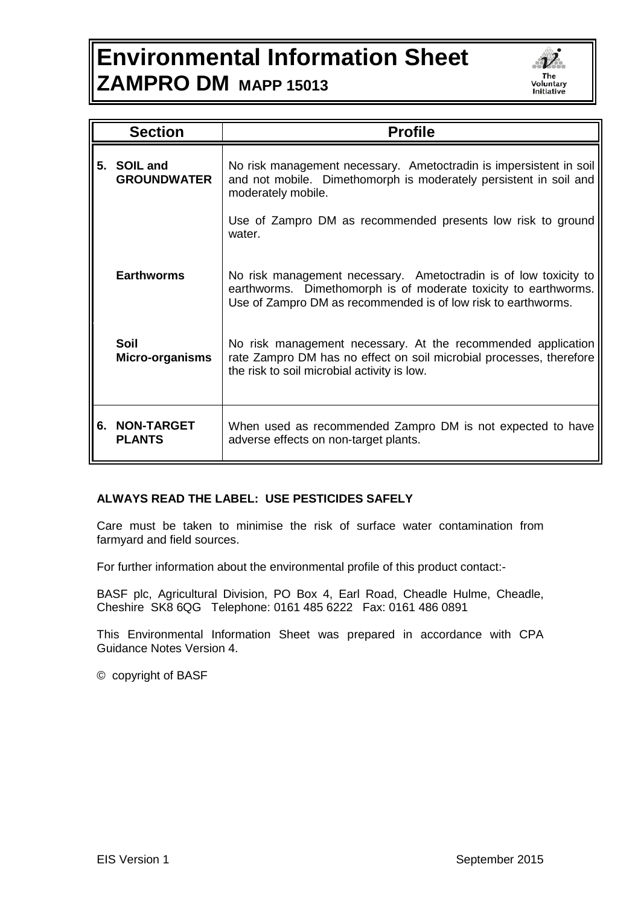# Environmental Information Sheet
## ZAMPRO DM MAPP 15013

| Section | Profile |
|---|---|
| **5. SOIL and GROUNDWATER** | No risk management necessary. Ametoctradin is impersistent in soil and not mobile. Dimethomorph is moderately persistent in soil and moderately mobile.<br><br>Use of Zampro DM as recommended presents low risk to ground water. |
| **Earthworms** | No risk management necessary. Ametoctradin is of low toxicity to earthworms. Dimethomorph is of moderate toxicity to earthworms. Use of Zampro DM as recommended is of low risk to earthworms. |
| **Soil Micro-organisms** | No risk management necessary. At the recommended application rate Zampro DM has no effect on soil microbial processes, therefore the risk to soil microbial activity is low. |
| **6. NON-TARGET PLANTS** | When used as recommended Zampro DM is not expected to have adverse effects on non-target plants. |

**ALWAYS READ THE LABEL: USE PESTICIDES SAFELY**

Care must be taken to minimise the risk of surface water contamination from farmyard and field sources.

For further information about the environmental profile of this product contact:-

BASF plc, Agricultural Division, PO Box 4, Earl Road, Cheadle Hulme, Cheadle, Cheshire SK8 6QG Telephone: 0161 485 6222 Fax: 0161 486 0891

This Environmental Information Sheet was prepared in accordance with CPA Guidance Notes Version 4.

© copyright of BASF

EIS Version 1 September 2015